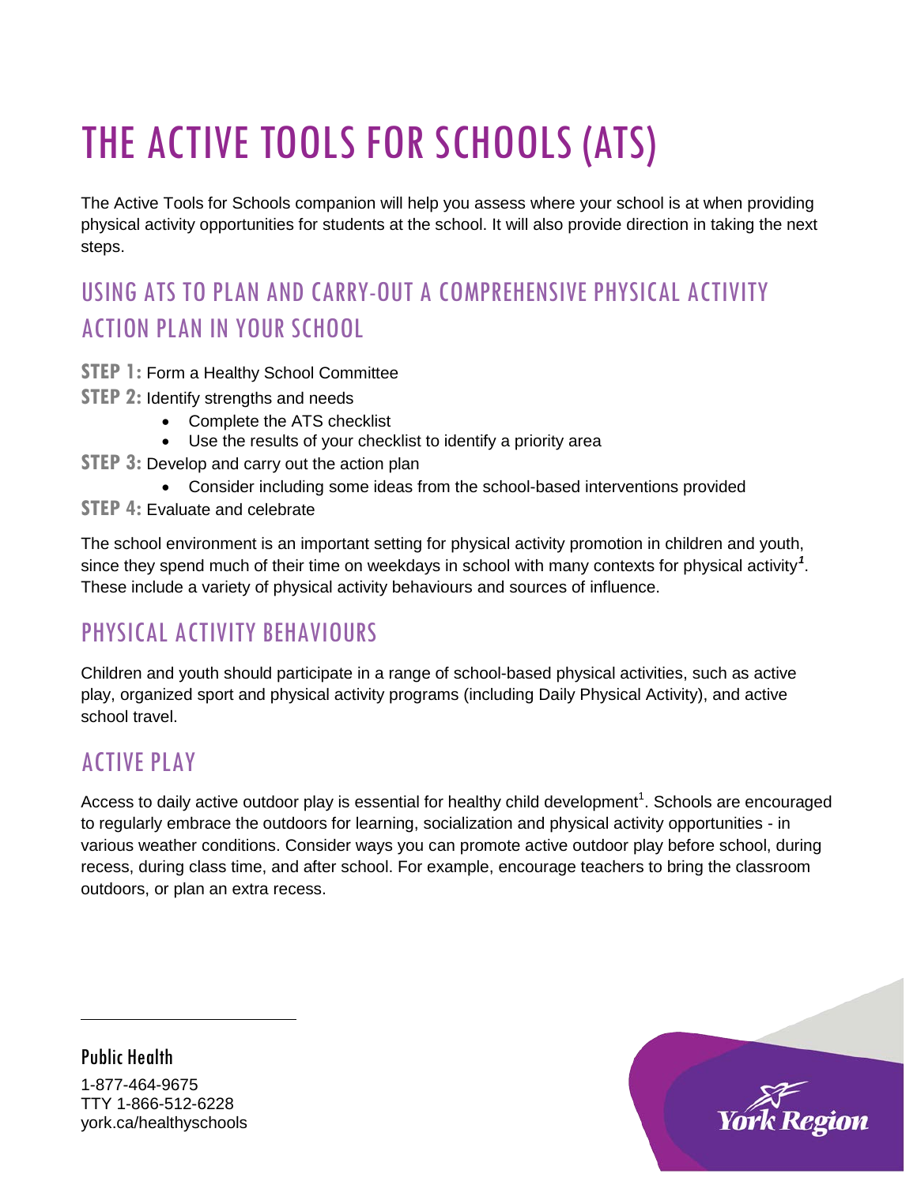# THE ACTIVE TOOLS FOR SCHOOLS (ATS)

The Active Tools for Schools companion will help you assess where your school is at when providing physical activity opportunities for students at the school. It will also provide direction in taking the next steps.

## USING ATS TO PLAN AND CARRY-OUT A COMPREHENSIVE PHYSICAL ACTIVITY ACTION PLAN IN YOUR SCHOOL

**STEP 1:** Form a Healthy School Committee

**STEP 2:** Identify strengths and needs

- Complete the ATS checklist
- Use the results of your checklist to identify a priority area

**STEP 3:** Develop and carry out the action plan

- Consider including some ideas from the school-based interventions provided

**STEP 4:** Evaluate and celebrate

The school environment is an important setting for physical activity promotion in children and youth, since they spend much of their time on weekdays in school with many contexts for physical activity[1]. These include a variety of physical activity behaviours and sources of influence.

## PHYSICAL ACTIVITY BEHAVIOURS

Children and youth should participate in a range of school-based physical activities, such as active play, organized sport and physical activity programs (including Daily Physical Activity), and active school travel.

## ACTIVE PLAY

Access to daily active outdoor play is essential for healthy child development[1]. Schools are encouraged to regularly embrace the outdoors for learning, socialization and physical activity opportunities - in various weather conditions. Consider ways you can promote active outdoor play before school, during recess, during class time, and after school. For example, encourage teachers to bring the classroom outdoors, or plan an extra recess.

Public Health
1-877-464-9675
TTY 1-866-512-6228
york.ca/healthyschools

York Region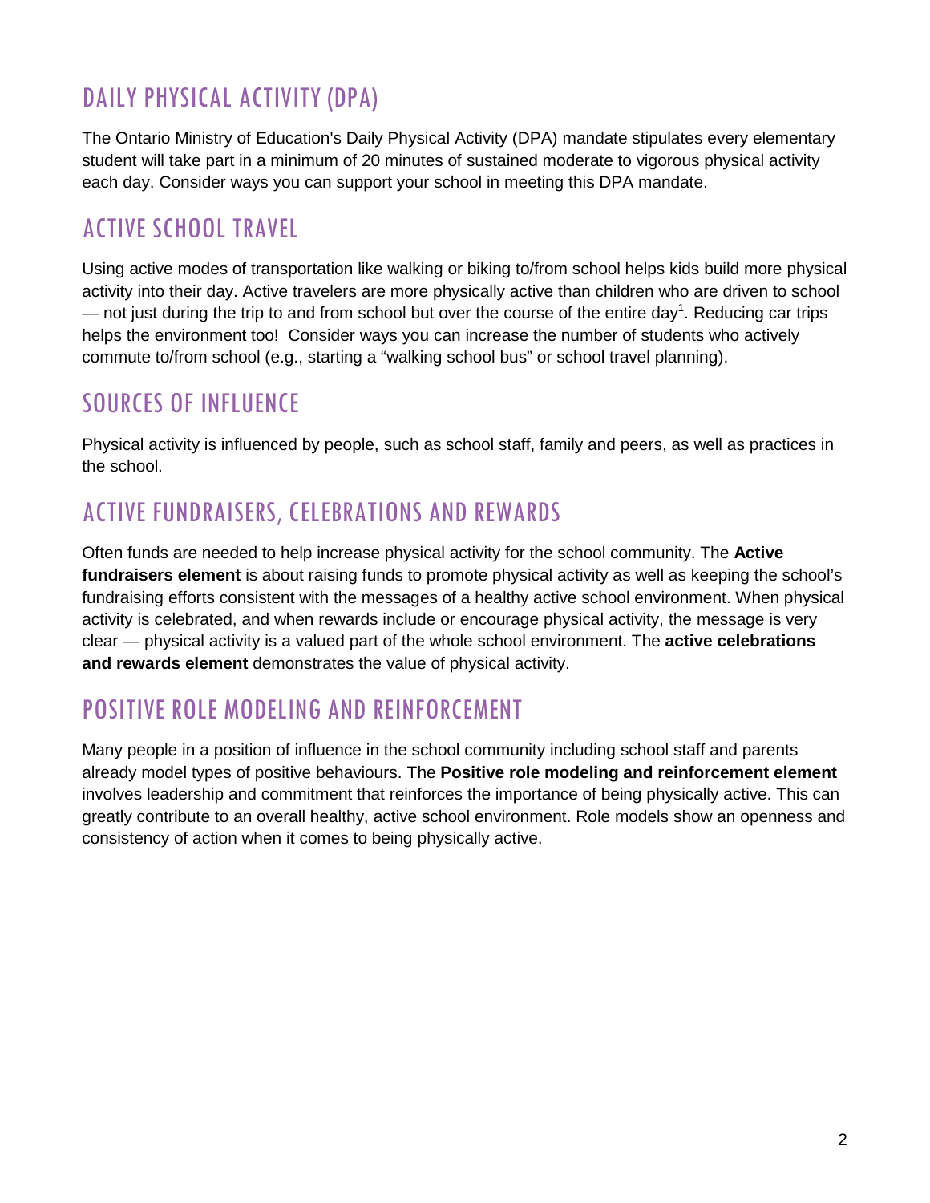## DAILY PHYSICAL ACTIVITY (DPA)

The Ontario Ministry of Education's Daily Physical Activity (DPA) mandate stipulates every elementary student will take part in a minimum of 20 minutes of sustained moderate to vigorous physical activity each day. Consider ways you can support your school in meeting this DPA mandate.

## ACTIVE SCHOOL TRAVEL

Using active modes of transportation like walking or biking to/from school helps kids build more physical activity into their day. Active travelers are more physically active than children who are driven to school — not just during the trip to and from school but over the course of the entire day[1]. Reducing car trips helps the environment too! Consider ways you can increase the number of students who actively commute to/from school (e.g., starting a "walking school bus" or school travel planning).

## SOURCES OF INFLUENCE

Physical activity is influenced by people, such as school staff, family and peers, as well as practices in the school.

## ACTIVE FUNDRAISERS, CELEBRATIONS AND REWARDS

Often funds are needed to help increase physical activity for the school community. The **Active fundraisers element** is about raising funds to promote physical activity as well as keeping the school's fundraising efforts consistent with the messages of a healthy active school environment. When physical activity is celebrated, and when rewards include or encourage physical activity, the message is very clear — physical activity is a valued part of the whole school environment. The **active celebrations and rewards element** demonstrates the value of physical activity.

## POSITIVE ROLE MODELING AND REINFORCEMENT

Many people in a position of influence in the school community including school staff and parents already model types of positive behaviours. The **Positive role modeling and reinforcement element** involves leadership and commitment that reinforces the importance of being physically active. This can greatly contribute to an overall healthy, active school environment. Role models show an openness and consistency of action when it comes to being physically active.